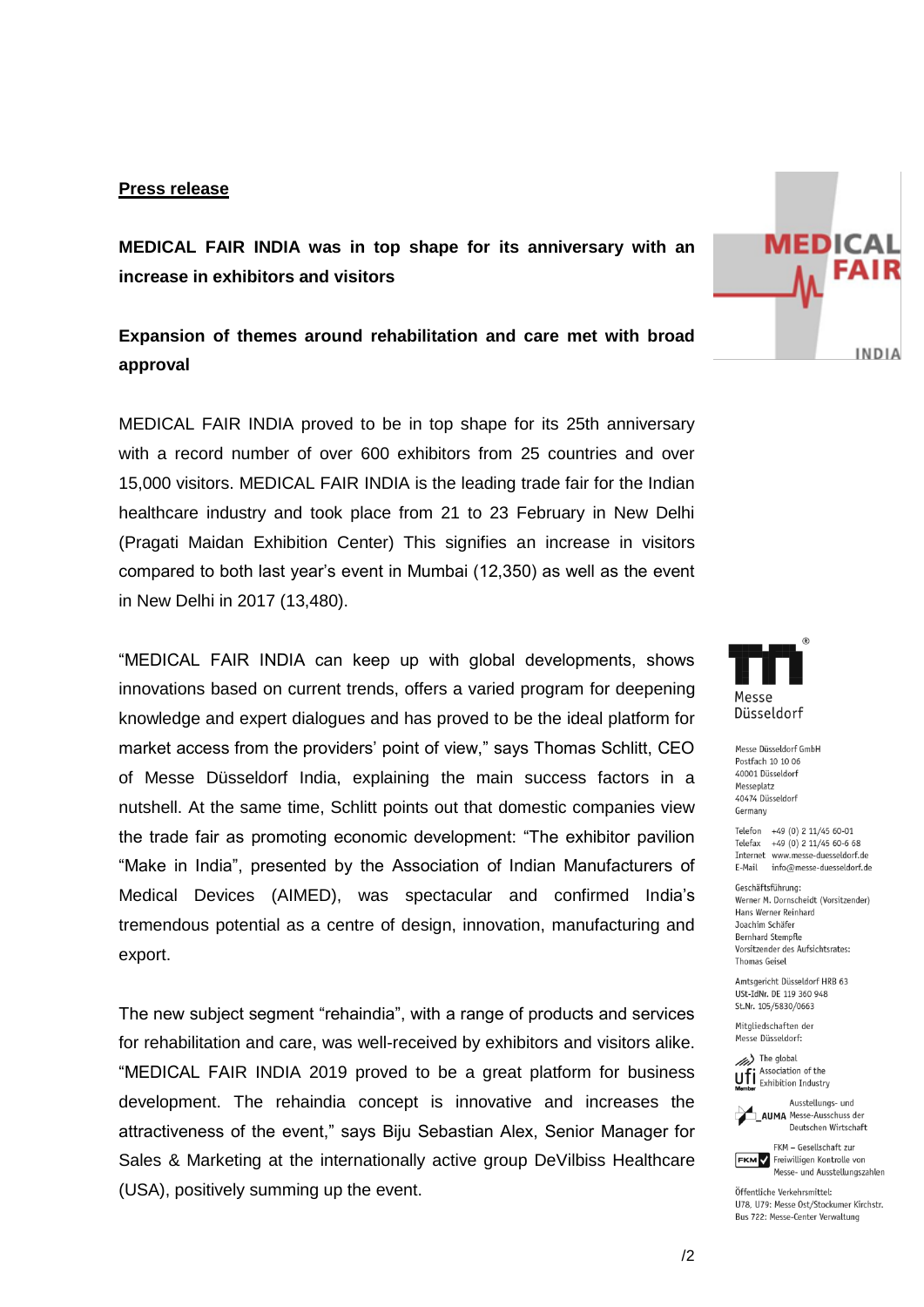**Press release**

**MEDICAL FAIR INDIA was in top shape for its anniversary with an increase in exhibitors and visitors**

**Expansion of themes around rehabilitation and care met with broad approval**

MEDICAL FAIR INDIA proved to be in top shape for its 25th anniversary with a record number of over 600 exhibitors from 25 countries and over 15,000 visitors. MEDICAL FAIR INDIA is the leading trade fair for the Indian healthcare industry and took place from 21 to 23 February in New Delhi (Pragati Maidan Exhibition Center) This signifies an increase in visitors compared to both last year's event in Mumbai (12,350) as well as the event in New Delhi in 2017 (13,480).

"MEDICAL FAIR INDIA can keep up with global developments, shows innovations based on current trends, offers a varied program for deepening knowledge and expert dialogues and has proved to be the ideal platform for market access from the providers' point of view," says Thomas Schlitt, CEO of Messe Düsseldorf India, explaining the main success factors in a nutshell. At the same time, Schlitt points out that domestic companies view the trade fair as promoting economic development: "The exhibitor pavilion "Make in India", presented by the Association of Indian Manufacturers of Medical Devices (AIMED), was spectacular and confirmed India's tremendous potential as a centre of design, innovation, manufacturing and export.

The new subject segment "rehaindia", with a range of products and services for rehabilitation and care, was well-received by exhibitors and visitors alike. "MEDICAL FAIR INDIA 2019 proved to be a great platform for business development. The rehaindia concept is innovative and increases the attractiveness of the event," says Biju Sebastian Alex, Senior Manager for Sales & Marketing at the internationally active group DeVilbiss Healthcare (USA), positively summing up the event.

Messe Düsseldorf GmbH
Postfach 10 10 06
40001 Düsseldorf
Messeplatz
40474 Düsseldorf
Germany

Telefon +49 (0) 2 11/45 60-01
Telefax +49 (0) 2 11/45 60-6 68
Internet www.messe-duesseldorf.de
E-Mail info@messe-duesseldorf.de

Geschäftsführung:
Werner M. Dornscheidt (Vorsitzender)
Hans Werner Reinhard
Joachim Schäfer
Bernhard Stempfle
Vorsitzender des Aufsichtsrates:
Thomas Geisel

Amtsgericht Düsseldorf HRB 63
USt-IdNr. DE 119 360 948
St.Nr. 105/5830/0663

Mitgliedschaften der
Messe Düsseldorf:

ufi – The global Association of the Exhibition Industry

AUMA – Ausstellungs- und Messe-Ausschuss der Deutschen Wirtschaft

FKM – Gesellschaft zur Freiwilligen Kontrolle von Messe- und Ausstellungszahlen

Öffentliche Verkehrsmittel:
U78, U79: Messe Ost/Stockumer Kirchstr.
Bus 722: Messe-Center Verwaltung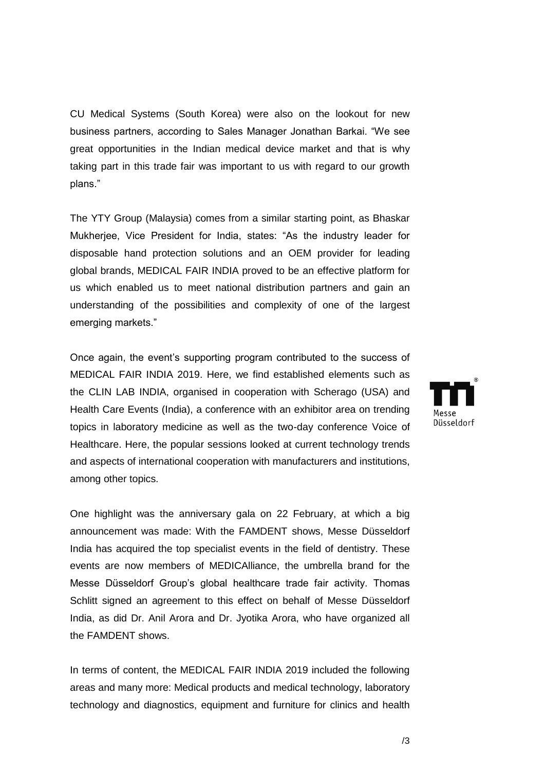CU Medical Systems (South Korea) were also on the lookout for new business partners, according to Sales Manager Jonathan Barkai. “We see great opportunities in the Indian medical device market and that is why taking part in this trade fair was important to us with regard to our growth plans.”

The YTY Group (Malaysia) comes from a similar starting point, as Bhaskar Mukherjee, Vice President for India, states: “As the industry leader for disposable hand protection solutions and an OEM provider for leading global brands, MEDICAL FAIR INDIA proved to be an effective platform for us which enabled us to meet national distribution partners and gain an understanding of the possibilities and complexity of one of the largest emerging markets.”

Once again, the event’s supporting program contributed to the success of MEDICAL FAIR INDIA 2019. Here, we find established elements such as the CLIN LAB INDIA, organised in cooperation with Scherago (USA) and Health Care Events (India), a conference with an exhibitor area on trending topics in laboratory medicine as well as the two-day conference Voice of Healthcare. Here, the popular sessions looked at current technology trends and aspects of international cooperation with manufacturers and institutions, among other topics.

One highlight was the anniversary gala on 22 February, at which a big announcement was made: With the FAMDENT shows, Messe Düsseldorf India has acquired the top specialist events in the field of dentistry. These events are now members of MEDICAlliance, the umbrella brand for the Messe Düsseldorf Group’s global healthcare trade fair activity. Thomas Schlitt signed an agreement to this effect on behalf of Messe Düsseldorf India, as did Dr. Anil Arora and Dr. Jyotika Arora, who have organized all the FAMDENT shows.

In terms of content, the MEDICAL FAIR INDIA 2019 included the following areas and many more: Medical products and medical technology, laboratory technology and diagnostics, equipment and furniture for clinics and health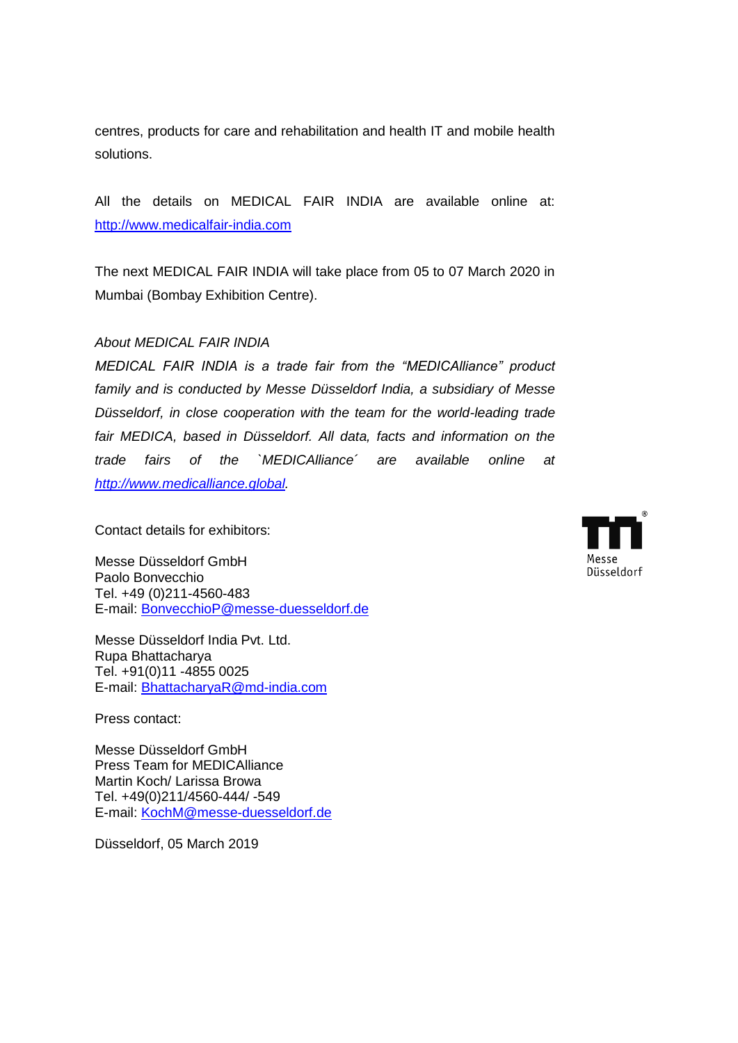centres, products for care and rehabilitation and health IT and mobile health solutions.

All the details on MEDICAL FAIR INDIA are available online at: http://www.medicalfair-india.com

The next MEDICAL FAIR INDIA will take place from 05 to 07 March 2020 in Mumbai (Bombay Exhibition Centre).

*About MEDICAL FAIR INDIA*

*MEDICAL FAIR INDIA is a trade fair from the "MEDICAlliance" product family and is conducted by Messe Düsseldorf India, a subsidiary of Messe Düsseldorf, in close cooperation with the team for the world-leading trade fair MEDICA, based in Düsseldorf. All data, facts and information on the trade fairs of the `MEDICAlliance´ are available online at http://www.medicalliance.global.*

Contact details for exhibitors:

Messe Düsseldorf GmbH
Paolo Bonvecchio
Tel. +49 (0)211-4560-483
E-mail: BonvecchioP@messe-duesseldorf.de

Messe Düsseldorf India Pvt. Ltd.
Rupa Bhattacharya
Tel. +91(0)11 -4855 0025
E-mail: BhattacharyaR@md-india.com

Press contact:

Messe Düsseldorf GmbH
Press Team for MEDICAlliance
Martin Koch/ Larissa Browa
Tel. +49(0)211/4560-444/ -549
E-mail: KochM@messe-duesseldorf.de

Düsseldorf, 05 March 2019